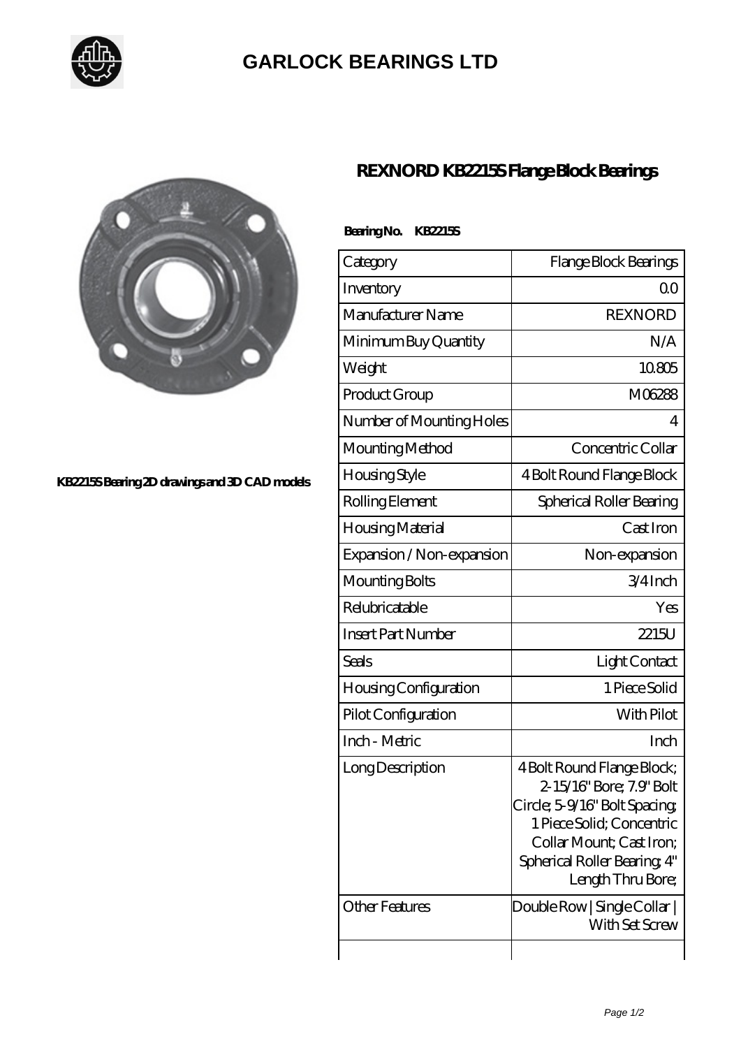# GARLOCK BEARINGS LTD

KB2215S Bearing 2D drawings and 3D CAD models

## REXNORD KB2215S Flange Block Bearings

**Bearing No. KB2215S**

| Category | Flange Block Bearings |
|---|---|
| Inventory | 0.0 |
| Manufacturer Name | REXNORD |
| Minimum Buy Quantity | N/A |
| Weight | 10.805 |
| Product Group | M06288 |
| Number of Mounting Holes | 4 |
| Mounting Method | Concentric Collar |
| Housing Style | 4 Bolt Round Flange Block |
| Rolling Element | Spherical Roller Bearing |
| Housing Material | Cast Iron |
| Expansion / Non-expansion | Non-expansion |
| Mounting Bolts | 3/4 Inch |
| Relubricatable | Yes |
| Insert Part Number | 2215U |
| Seals | Light Contact |
| Housing Configuration | 1 Piece Solid |
| Pilot Configuration | With Pilot |
| Inch - Metric | Inch |
| Long Description | 4 Bolt Round Flange Block; 2-15/16" Bore; 7.9" Bolt Circle; 5-9/16" Bolt Spacing; 1 Piece Solid; Concentric Collar Mount; Cast Iron; Spherical Roller Bearing; 4" Length Thru Bore; |
| Other Features | Double Row \| Single Collar \| With Set Screw |
| | |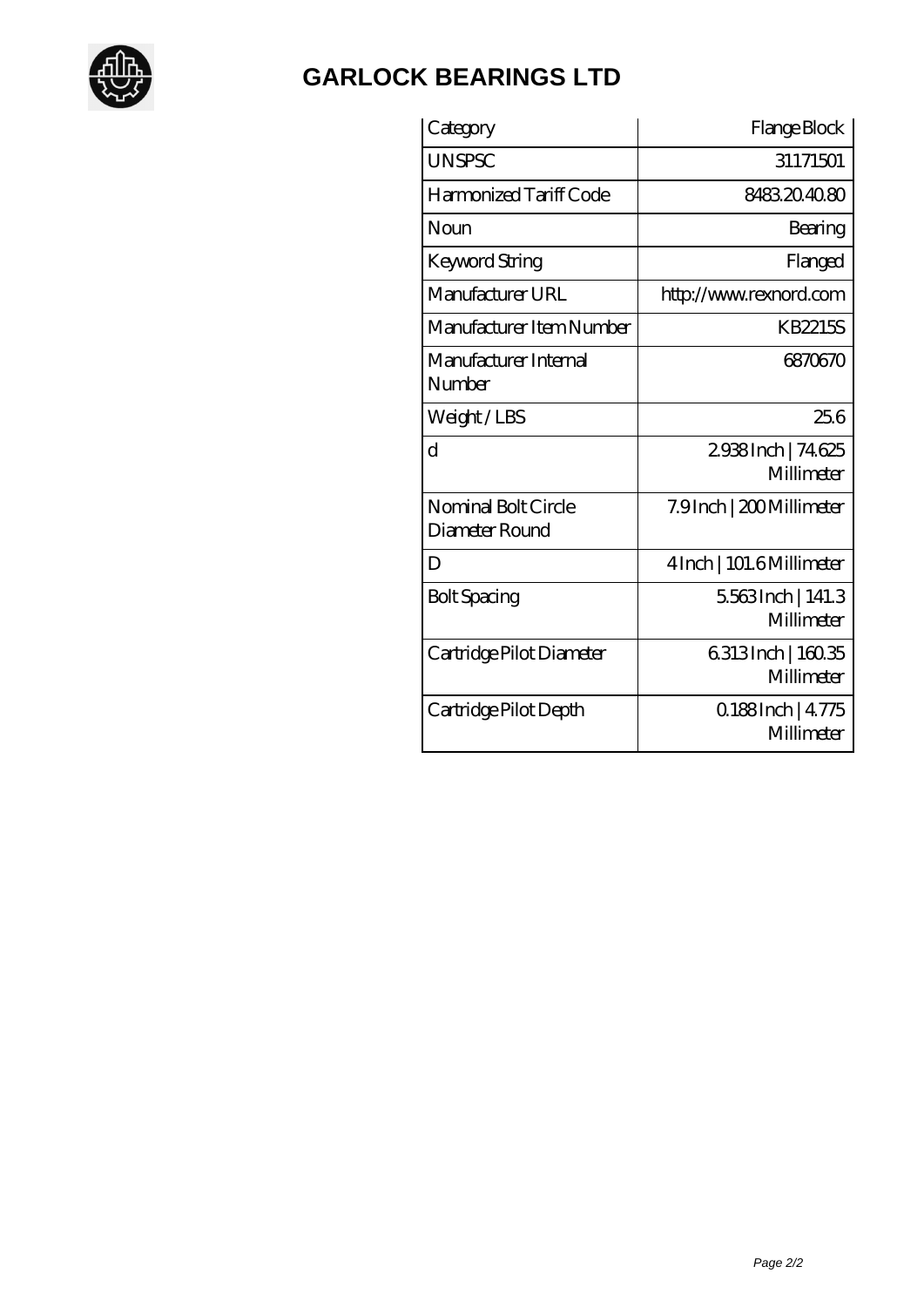# GARLOCK BEARINGS LTD

| | |
|---|---|
| Category | Flange Block |
| UNSPSC | 31171501 |
| Harmonized Tariff Code | 8483.20.40.80 |
| Noun | Bearing |
| Keyword String | Flanged |
| Manufacturer URL | http://www.rexnord.com |
| Manufacturer Item Number | KB2215S |
| Manufacturer Internal Number | 6870670 |
| Weight / LBS | 25.6 |
| d | 2.938 Inch \| 74.625 Millimeter |
| Nominal Bolt Circle Diameter Round | 7.9 Inch \| 200 Millimeter |
| D | 4 Inch \| 101.6 Millimeter |
| Bolt Spacing | 5.563 Inch \| 141.3 Millimeter |
| Cartridge Pilot Diameter | 6.313 Inch \| 160.35 Millimeter |
| Cartridge Pilot Depth | 0.188 Inch \| 4.775 Millimeter |